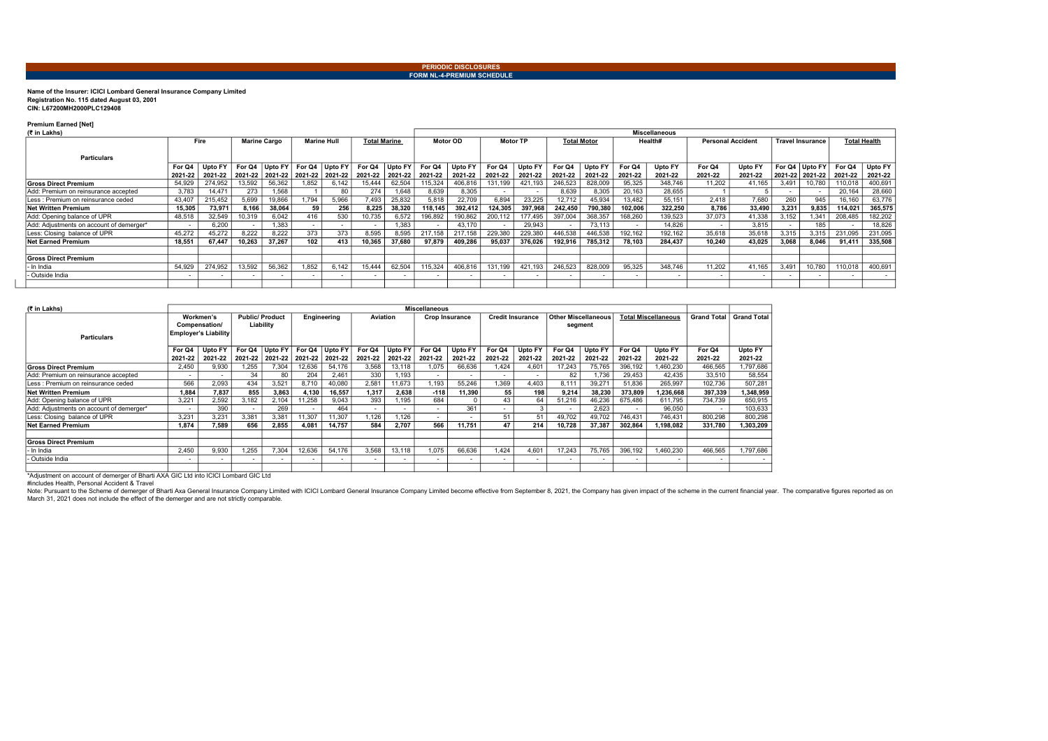**PERIODIC DISCLOSURES**

**FORM NL-4-PREMIUM SCHEDULE**

**Name of the Insurer: ICICI Lombard General Insurance Company Limited**
**Registration No. 115 dated August 03, 2001**
**CIN: L67200MH2000PLC129408**

**Premium Earned [Net]**
**(₹ in Lakhs)**

| Particulars | Fire | | Marine Cargo | | Marine Hull | | Total Marine | | Miscellaneous: Motor OD | | Motor TP | | Total Motor | | Health# | | Personal Accident | | Travel Insurance | | Total Health | |
|---|---|---|---|---|---|---|---|---|---|---|---|---|---|---|---|---|---|---|---|---|---|---|
| | For Q4 2021-22 | Upto FY 2021-22 | For Q4 2021-22 | Upto FY 2021-22 | For Q4 2021-22 | Upto FY 2021-22 | For Q4 2021-22 | Upto FY 2021-22 | For Q4 2021-22 | Upto FY 2021-22 | For Q4 2021-22 | Upto FY 2021-22 | For Q4 2021-22 | Upto FY 2021-22 | For Q4 2021-22 | Upto FY 2021-22 | For Q4 2021-22 | Upto FY 2021-22 | For Q4 2021-22 | Upto FY 2021-22 | For Q4 2021-22 | Upto FY 2021-22 |
| **Gross Direct Premium** | 54,929 | 274,952 | 13,592 | 56,362 | 1,852 | 6,142 | 15,444 | 62,504 | 115,324 | 406,816 | 131,199 | 421,193 | 246,523 | 828,009 | 95,325 | 348,746 | 11,202 | 41,165 | 3,491 | 10,780 | 110,018 | 400,691 |
| Add: Premium on reinsurance accepted | 3,783 | 14,471 | 273 | 1,568 | 1 | 80 | 274 | 1,648 | 8,639 | 8,305 | - | - | 8,639 | 8,305 | 20,163 | 28,655 | 1 | 5 | - | - | 20,164 | 28,660 |
| Less : Premium on reinsurance ceded | 43,407 | 215,452 | 5,699 | 19,866 | 1,794 | 5,966 | 7,493 | 25,832 | 5,818 | 22,709 | 6,894 | 23,225 | 12,712 | 45,934 | 13,482 | 55,151 | 2,418 | 7,680 | 260 | 945 | 16,160 | 63,776 |
| **Net Written Premium** | **15,305** | **73,971** | **8,166** | **38,064** | **59** | **256** | **8,225** | **38,320** | **118,145** | **392,412** | **124,305** | **397,968** | **242,450** | **790,380** | **102,006** | **322,250** | **8,786** | **33,490** | **3,231** | **9,835** | **114,021** | **365,575** |
| Add: Opening balance of UPR | 48,518 | 32,549 | 10,319 | 6,042 | 416 | 530 | 10,735 | 6,572 | 196,892 | 190,862 | 200,112 | 177,495 | 397,004 | 368,357 | 168,260 | 139,523 | 37,073 | 41,338 | 3,152 | 1,341 | 208,485 | 182,202 |
| Add: Adjustments on account of demerger* | - | 6,200 | - | 1,383 | - | - | - | 1,383 | - | 43,170 | - | 29,943 | - | 73,113 | - | 14,826 | - | 3,815 | - | 185 | - | 18,826 |
| Less: Closing balance of UPR | 45,272 | 45,272 | 8,222 | 8,222 | 373 | 373 | 8,595 | 8,595 | 217,158 | 217,158 | 229,380 | 229,380 | 446,538 | 446,538 | 192,162 | 192,162 | 35,618 | 35,618 | 3,315 | 3,315 | 231,095 | 231,095 |
| **Net Earned Premium** | **18,551** | **67,447** | **10,263** | **37,267** | **102** | **413** | **10,365** | **37,680** | **97,879** | **409,286** | **95,037** | **376,026** | **192,916** | **785,312** | **78,103** | **284,437** | **10,240** | **43,025** | **3,068** | **8,046** | **91,411** | **335,508** |
| | | | | | | | | | | | | | | | | | | | | | | |
| **Gross Direct Premium** | | | | | | | | | | | | | | | | | | | | | | |
| - In India | 54,929 | 274,952 | 13,592 | 56,362 | 1,852 | 6,142 | 15,444 | 62,504 | 115,324 | 406,816 | 131,199 | 421,193 | 246,523 | 828,009 | 95,325 | 348,746 | 11,202 | 41,165 | 3,491 | 10,780 | 110,018 | 400,691 |
| - Outside India | - | - | - | - | - | - | - | - | - | - | - | - | - | - | - | - | - | - | - | - | - | - |

**(₹ in Lakhs)**

| Particulars | Miscellaneous: Workmen's Compensation/ Employer's Liability | | Public/ Product Liability | | Engineering | | Aviation | | Crop Insurance | | Credit Insurance | | Other Miscellaneous segment | | Total Miscellaneous | | Grand Total | Grand Total |
|---|---|---|---|---|---|---|---|---|---|---|---|---|---|---|---|---|---|---|
| | For Q4 2021-22 | Upto FY 2021-22 | For Q4 2021-22 | Upto FY 2021-22 | For Q4 2021-22 | Upto FY 2021-22 | For Q4 2021-22 | Upto FY 2021-22 | For Q4 2021-22 | Upto FY 2021-22 | For Q4 2021-22 | Upto FY 2021-22 | For Q4 2021-22 | Upto FY 2021-22 | For Q4 2021-22 | Upto FY 2021-22 | For Q4 2021-22 | Upto FY 2021-22 |
| **Gross Direct Premium** | 2,450 | 9,930 | 1,255 | 7,304 | 12,636 | 54,176 | 3,568 | 13,118 | 1,075 | 66,636 | 1,424 | 4,601 | 17,243 | 75,765 | 396,192 | 1,460,230 | 466,565 | 1,797,686 |
| Add: Premium on reinsurance accepted | - | - | 34 | 80 | 204 | 2,461 | 330 | 1,193 | - | - | - | - | 82 | 1,736 | 29,453 | 42,435 | 33,510 | 58,554 |
| Less : Premium on reinsurance ceded | 566 | 2,093 | 434 | 3,521 | 8,710 | 40,080 | 2,581 | 11,673 | 1,193 | 55,246 | 1,369 | 4,403 | 8,111 | 39,271 | 51,836 | 265,997 | 102,736 | 507,281 |
| **Net Written Premium** | **1,884** | **7,837** | **855** | **3,863** | **4,130** | **16,557** | **1,317** | **2,638** | **-118** | **11,390** | **55** | **198** | **9,214** | **38,230** | **373,809** | **1,236,668** | **397,339** | **1,348,959** |
| Add: Opening balance of UPR | 3,221 | 2,592 | 3,182 | 2,104 | 11,258 | 9,043 | 393 | 1,195 | 684 | 0 | 43 | 64 | 51,216 | 46,236 | 675,486 | 611,795 | 734,739 | 650,915 |
| Add: Adjustments on account of demerger* | - | 390 | - | 269 | - | 464 | - | - | - | 361 | - | 3 | - | 2,623 | - | 96,050 | - | 103,633 |
| Less: Closing balance of UPR | 3,231 | 3,231 | 3,381 | 3,381 | 11,307 | 11,307 | 1,126 | 1,126 | - | - | 51 | 51 | 49,702 | 49,702 | 746,431 | 746,431 | 800,298 | 800,298 |
| **Net Earned Premium** | **1,874** | **7,589** | **656** | **2,855** | **4,081** | **14,757** | **584** | **2,707** | **566** | **11,751** | **47** | **214** | **10,728** | **37,387** | **302,864** | **1,198,082** | **331,780** | **1,303,209** |
| | | | | | | | | | | | | | | | | | | |
| **Gross Direct Premium** | | | | | | | | | | | | | | | | | | |
| - In India | 2,450 | 9,930 | 1,255 | 7,304 | 12,636 | 54,176 | 3,568 | 13,118 | 1,075 | 66,636 | 1,424 | 4,601 | 17,243 | 75,765 | 396,192 | 1,460,230 | 466,565 | 1,797,686 |
| - Outside India | - | - | - | - | - | - | - | - | - | - | - | - | - | - | - | - | - | - |

*Adjustment on account of demerger of Bharti AXA GIC Ltd into ICICI Lombard GIC Ltd

#includes Health, Personal Accident & Travel

Note: Pursuant to the Scheme of demerger of Bharti Axa General Insurance Company Limited with ICICI Lombard General Insurance Company Limited become effective from September 8, 2021, the Company has given impact of the scheme in the current financial year. The comparative figures reported as on March 31, 2021 does not include the effect of the demerger and are not strictly comparable.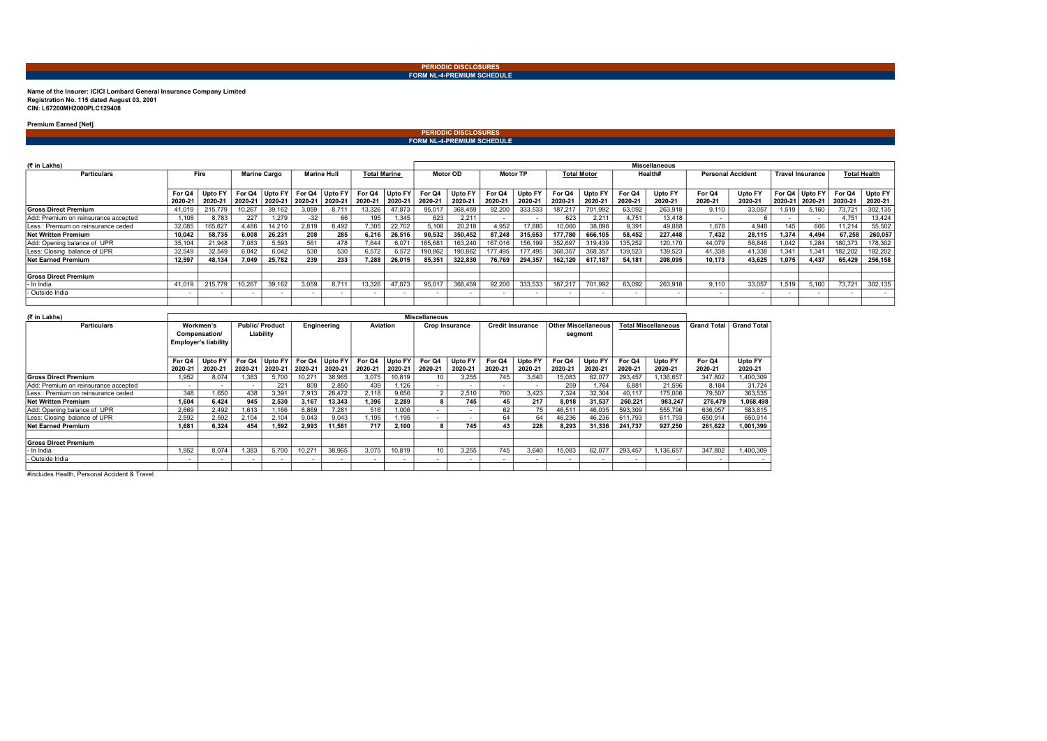## PERIODIC DISCLOSURES
## FORM NL-4-PREMIUM SCHEDULE

**Name of the Insurer: ICICI Lombard General Insurance Company Limited**
**Registration No. 115 dated August 03, 2001**
**CIN: L67200MH2000PLC129408**

**Premium Earned [Net]**

## PERIODIC DISCLOSURES
## FORM NL-4-PREMIUM SCHEDULE

(₹ in Lakhs)

| Particulars | Fire | | Marine Cargo | | Marine Hull | | Total Marine | | Miscellaneous: Motor OD | | Motor TP | | Total Motor | | Health# | | Personal Accident | | Travel Insurance | | Total Health | |
|---|---|---|---|---|---|---|---|---|---|---|---|---|---|---|---|---|---|---|---|---|---|---|
| | For Q4 2020-21 | Upto FY 2020-21 | For Q4 2020-21 | Upto FY 2020-21 | For Q4 2020-21 | Upto FY 2020-21 | For Q4 2020-21 | Upto FY 2020-21 | For Q4 2020-21 | Upto FY 2020-21 | For Q4 2020-21 | Upto FY 2020-21 | For Q4 2020-21 | Upto FY 2020-21 | For Q4 2020-21 | Upto FY 2020-21 | For Q4 2020-21 | Upto FY 2020-21 | For Q4 2020-21 | Upto FY 2020-21 | For Q4 2020-21 | Upto FY 2020-21 |
| **Gross Direct Premium** | 41,019 | 215,779 | 10,267 | 39,162 | 3,059 | 8,711 | 13,326 | 47,873 | 95,017 | 368,459 | 92,200 | 333,533 | 187,217 | 701,992 | 63,092 | 263,918 | 9,110 | 33,057 | 1,519 | 5,160 | 73,721 | 302,135 |
| Add: Premium on reinsurance accepted | 1,108 | 8,783 | 227 | 1,279 | -32 | 66 | 195 | 1,345 | 623 | 2,211 | - | - | 623 | 2,211 | 4,751 | 13,418 | - | 6 | - | - | 4,751 | 13,424 |
| Less : Premium on reinsurance ceded | 32,085 | 165,827 | 4,486 | 14,210 | 2,819 | 8,492 | 7,305 | 22,702 | 5,108 | 20,218 | 4,952 | 17,880 | 10,060 | 38,098 | 9,391 | 49,888 | 1,678 | 4,948 | 145 | 666 | 11,214 | 55,502 |
| **Net Written Premium** | 10,042 | 58,735 | 6,008 | 26,231 | 208 | 285 | 6,216 | 26,516 | 90,532 | 350,452 | 87,248 | 315,653 | 177,780 | 666,105 | 58,452 | 227,448 | 7,432 | 28,115 | 1,374 | 4,494 | 67,258 | 260,057 |
| Add: Opening balance of UPR | 35,104 | 21,948 | 7,083 | 5,593 | 561 | 478 | 7,644 | 6,071 | 185,681 | 163,240 | 167,016 | 156,199 | 352,697 | 319,439 | 135,252 | 120,170 | 44,079 | 56,848 | 1,042 | 1,284 | 180,373 | 178,302 |
| Less: Closing balance of UPR | 32,549 | 32,549 | 6,042 | 6,042 | 530 | 530 | 6,572 | 6,572 | 190,862 | 190,862 | 177,495 | 177,495 | 368,357 | 368,357 | 139,523 | 139,523 | 41,338 | 41,338 | 1,341 | 1,341 | 182,202 | 182,202 |
| **Net Earned Premium** | 12,597 | 48,134 | 7,049 | 25,782 | 239 | 233 | 7,288 | 26,015 | 85,351 | 322,830 | 76,769 | 294,357 | 162,120 | 617,187 | 54,181 | 208,095 | 10,173 | 43,625 | 1,075 | 4,437 | 65,429 | 256,158 |
| | | | | | | | | | | | | | | | | | | | | | | |
| **Gross Direct Premium** | | | | | | | | | | | | | | | | | | | | | | |
| - In India | 41,019 | 215,779 | 10,267 | 39,162 | 3,059 | 8,711 | 13,326 | 47,873 | 95,017 | 368,459 | 92,200 | 333,533 | 187,217 | 701,992 | 63,092 | 263,918 | 9,110 | 33,057 | 1,519 | 5,160 | 73,721 | 302,135 |
| - Outside India | - | - | - | - | - | - | - | - | - | - | - | - | - | - | - | - | - | - | - | - | - | - |

(₹ in Lakhs)

| Particulars | Miscellaneous: Workmen's Compensation/ Employer's liability | | Public/ Product Liability | | Engineering | | Aviation | | Crop Insurance | | Credit Insurance | | Other Miscellaneous segment | | Total Miscellaneous | | Grand Total | Grand Total |
|---|---|---|---|---|---|---|---|---|---|---|---|---|---|---|---|---|---|---|
| | For Q4 2020-21 | Upto FY 2020-21 | For Q4 2020-21 | Upto FY 2020-21 | For Q4 2020-21 | Upto FY 2020-21 | For Q4 2020-21 | Upto FY 2020-21 | For Q4 2020-21 | Upto FY 2020-21 | For Q4 2020-21 | Upto FY 2020-21 | For Q4 2020-21 | Upto FY 2020-21 | For Q4 2020-21 | Upto FY 2020-21 | For Q4 2020-21 | Upto FY 2020-21 |
| **Gross Direct Premium** | 1,952 | 8,074 | 1,383 | 5,700 | 10,271 | 38,965 | 3,075 | 10,819 | 10 | 3,255 | 745 | 3,640 | 15,083 | 62,077 | 293,457 | 1,136,657 | 347,802 | 1,400,309 |
| Add: Premium on reinsurance accepted | - | - | - | 221 | 809 | 2,850 | 439 | 1,126 | - | - | - | - | 259 | 1,764 | 6,881 | 21,596 | 8,184 | 31,724 |
| Less : Premium on reinsurance ceded | 348 | 1,650 | 438 | 3,391 | 7,913 | 28,472 | 2,118 | 9,656 | 2 | 2,510 | 700 | 3,423 | 7,324 | 32,304 | 40,117 | 175,006 | 79,507 | 363,535 |
| **Net Written Premium** | 1,604 | 6,424 | 945 | 2,530 | 3,167 | 13,343 | 1,396 | 2,289 | 8 | 745 | 45 | 217 | 8,018 | 31,537 | 260,221 | 983,247 | 276,479 | 1,068,498 |
| Add: Opening balance of UPR | 2,669 | 2,492 | 1,613 | 1,166 | 8,869 | 7,281 | 516 | 1,006 | - | - | 62 | 75 | 46,511 | 46,035 | 593,309 | 555,796 | 636,057 | 583,815 |
| Less: Closing balance of UPR | 2,592 | 2,592 | 2,104 | 2,104 | 9,043 | 9,043 | 1,195 | 1,195 | - | - | 64 | 64 | 46,236 | 46,236 | 611,793 | 611,793 | 650,914 | 650,914 |
| **Net Earned Premium** | 1,681 | 6,324 | 454 | 1,592 | 2,993 | 11,581 | 717 | 2,100 | 8 | 745 | 43 | 228 | 8,293 | 31,336 | 241,737 | 927,250 | 261,622 | 1,001,399 |
| | | | | | | | | | | | | | | | | | | |
| **Gross Direct Premium** | | | | | | | | | | | | | | | | | | |
| - In India | 1,952 | 8,074 | 1,383 | 5,700 | 10,271 | 38,965 | 3,075 | 10,819 | 10 | 3,255 | 745 | 3,640 | 15,083 | 62,077 | 293,457 | 1,136,657 | 347,802 | 1,400,309 |
| - Outside India | - | - | - | - | - | - | - | - | - | - | - | - | - | - | - | - | - | - |

#includes Health, Personal Accident & Travel